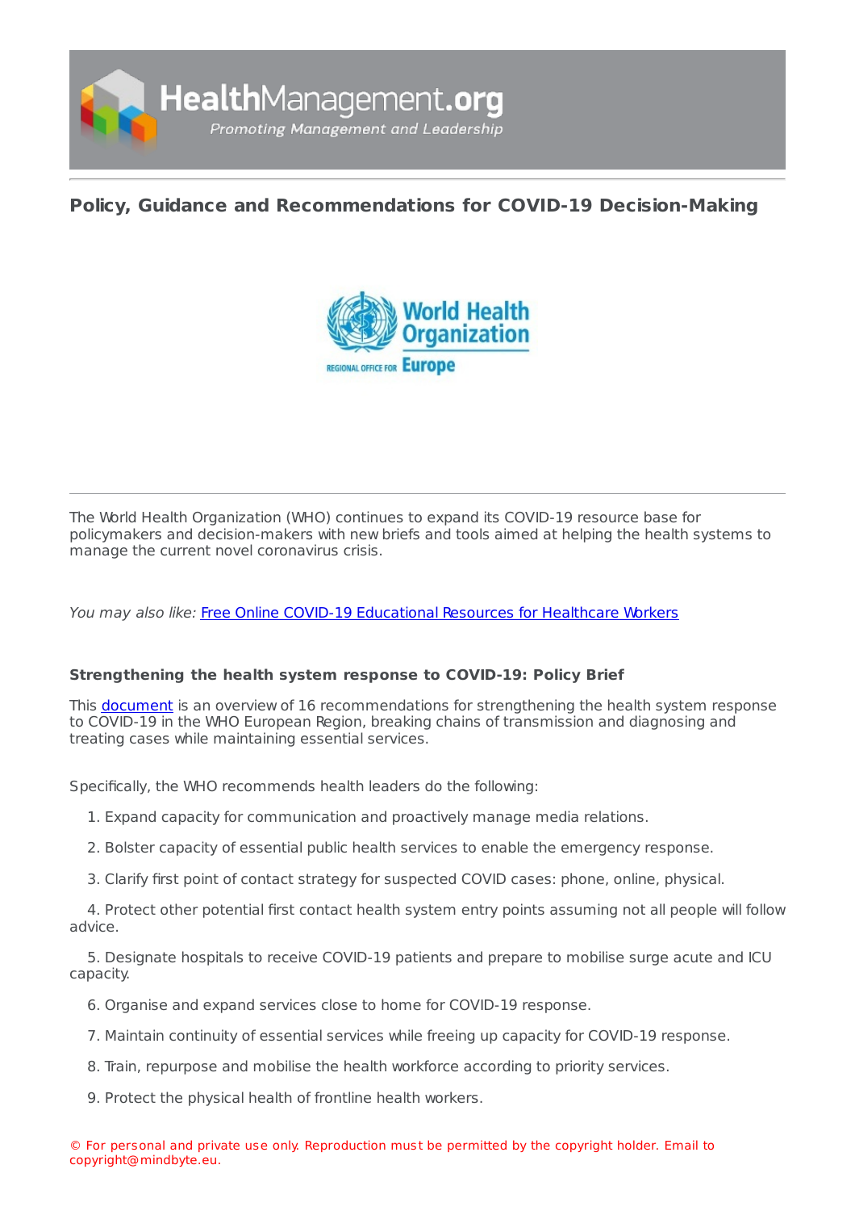## Policy, Guidance and Recommendations for COVID-19 Decision-Making

The World Health Organization (WHO) continues to expand its COVID-19 resource base for policymakers and decision-makers with new briefs and tools aimed at helping the health systems to manage the current novel coronavirus crisis.

*You may also like:* Free Online COVID-19 Educational Resources for Healthcare Workers

**Strengthening the health system response to COVID-19: Policy Brief**

This document is an overview of 16 recommendations for strengthening the health system response to COVID-19 in the WHO European Region, breaking chains of transmission and diagnosing and treating cases while maintaining essential services.

Specifically, the WHO recommends health leaders do the following:

1. Expand capacity for communication and proactively manage media relations.
2. Bolster capacity of essential public health services to enable the emergency response.
3. Clarify first point of contact strategy for suspected COVID cases: phone, online, physical.
4. Protect other potential first contact health system entry points assuming not all people will follow advice.
5. Designate hospitals to receive COVID-19 patients and prepare to mobilise surge acute and ICU capacity.
6. Organise and expand services close to home for COVID-19 response.
7. Maintain continuity of essential services while freeing up capacity for COVID-19 response.
8. Train, repurpose and mobilise the health workforce according to priority services.
9. Protect the physical health of frontline health workers.

© For personal and private use only. Reproduction must be permitted by the copyright holder. Email to copyright@mindbyte.eu.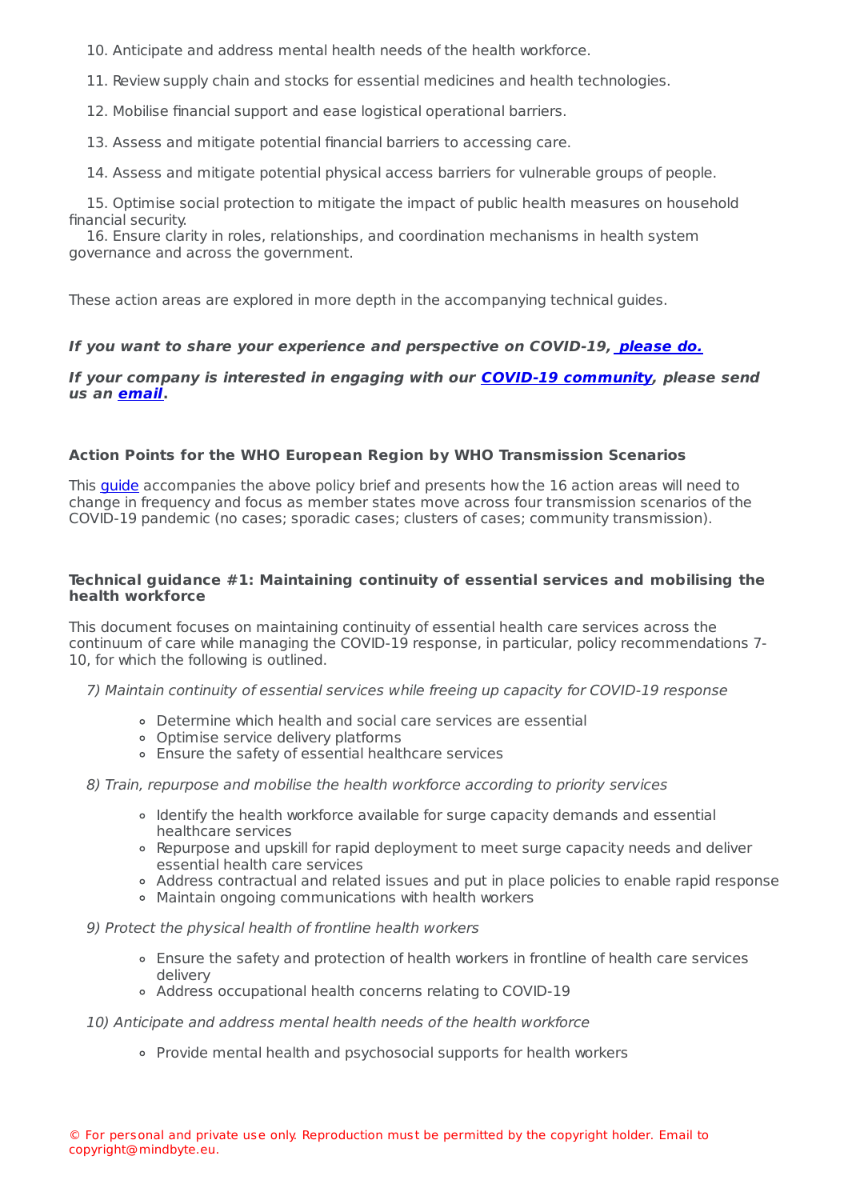10. Anticipate and address mental health needs of the health workforce.
11. Review supply chain and stocks for essential medicines and health technologies.
12. Mobilise financial support and ease logistical operational barriers.
13. Assess and mitigate potential financial barriers to accessing care.
14. Assess and mitigate potential physical access barriers for vulnerable groups of people.
15. Optimise social protection to mitigate the impact of public health measures on household financial security.
16. Ensure clarity in roles, relationships, and coordination mechanisms in health system governance and across the government.

These action areas are explored in more depth in the accompanying technical guides.

***If you want to share your experience and perspective on COVID-19, please do.***

***If your company is interested in engaging with our COVID-19 community, please send us an email.***

**Action Points for the WHO European Region by WHO Transmission Scenarios**

This guide accompanies the above policy brief and presents how the 16 action areas will need to change in frequency and focus as member states move across four transmission scenarios of the COVID-19 pandemic (no cases; sporadic cases; clusters of cases; community transmission).

**Technical guidance #1: Maintaining continuity of essential services and mobilising the health workforce**

This document focuses on maintaining continuity of essential health care services across the continuum of care while managing the COVID-19 response, in particular, policy recommendations 7-10, for which the following is outlined.

*7) Maintain continuity of essential services while freeing up capacity for COVID-19 response*

- Determine which health and social care services are essential
- Optimise service delivery platforms
- Ensure the safety of essential healthcare services

*8) Train, repurpose and mobilise the health workforce according to priority services*

- Identify the health workforce available for surge capacity demands and essential healthcare services
- Repurpose and upskill for rapid deployment to meet surge capacity needs and deliver essential health care services
- Address contractual and related issues and put in place policies to enable rapid response
- Maintain ongoing communications with health workers

*9) Protect the physical health of frontline health workers*

- Ensure the safety and protection of health workers in frontline of health care services delivery
- Address occupational health concerns relating to COVID-19

*10) Anticipate and address mental health needs of the health workforce*

- Provide mental health and psychosocial supports for health workers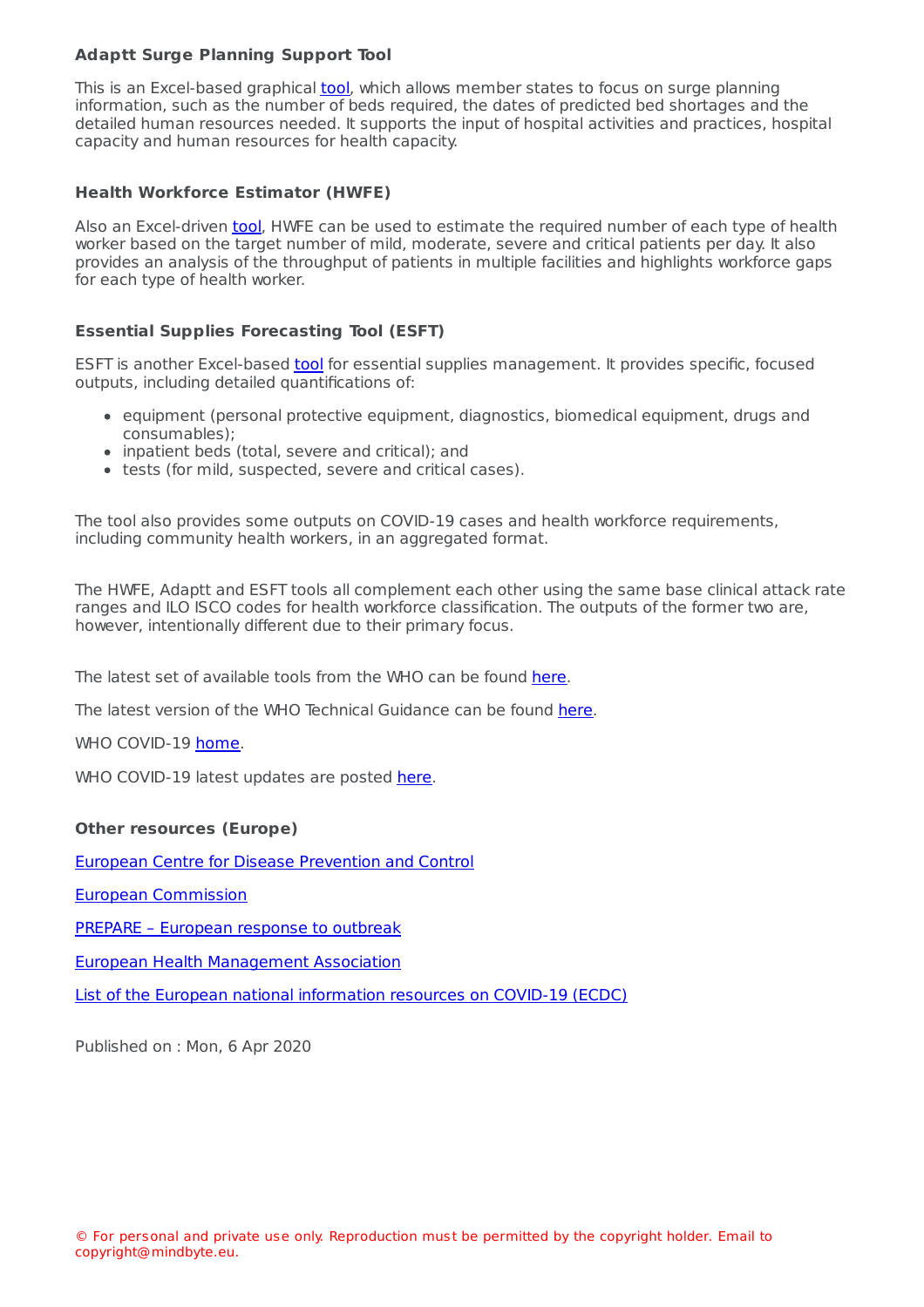**Adaptt Surge Planning Support Tool**

This is an Excel-based graphical tool, which allows member states to focus on surge planning information, such as the number of beds required, the dates of predicted bed shortages and the detailed human resources needed. It supports the input of hospital activities and practices, hospital capacity and human resources for health capacity.

**Health Workforce Estimator (HWFE)**

Also an Excel-driven tool, HWFE can be used to estimate the required number of each type of health worker based on the target number of mild, moderate, severe and critical patients per day. It also provides an analysis of the throughput of patients in multiple facilities and highlights workforce gaps for each type of health worker.

**Essential Supplies Forecasting Tool (ESFT)**

ESFT is another Excel-based tool for essential supplies management. It provides specific, focused outputs, including detailed quantifications of:

- equipment (personal protective equipment, diagnostics, biomedical equipment, drugs and consumables);
- inpatient beds (total, severe and critical); and
- tests (for mild, suspected, severe and critical cases).

The tool also provides some outputs on COVID-19 cases and health workforce requirements, including community health workers, in an aggregated format.

The HWFE, Adaptt and ESFT tools all complement each other using the same base clinical attack rate ranges and ILO ISCO codes for health workforce classification. The outputs of the former two are, however, intentionally different due to their primary focus.

The latest set of available tools from the WHO can be found here.

The latest version of the WHO Technical Guidance can be found here.

WHO COVID-19 home.

WHO COVID-19 latest updates are posted here.

**Other resources (Europe)**

European Centre for Disease Prevention and Control

European Commission

PREPARE – European response to outbreak

European Health Management Association

List of the European national information resources on COVID-19 (ECDC)

Published on : Mon, 6 Apr 2020

© For personal and private use only. Reproduction must be permitted by the copyright holder. Email to copyright@mindbyte.eu.